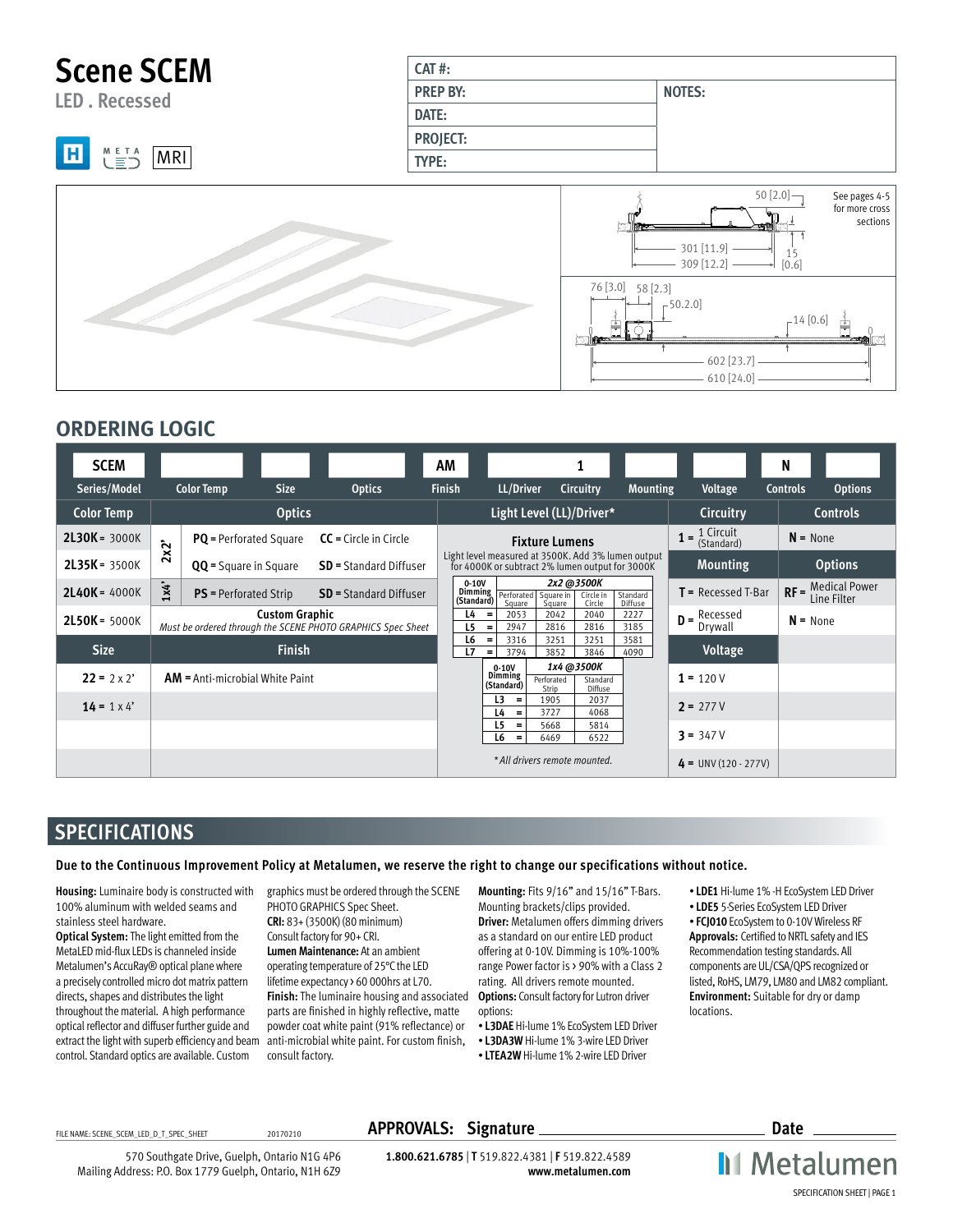# Scene SCEM

LED . Recessed

META MRI

| CAT #: | |
|---|---|
| PREP BY: | NOTES: |
| DATE: | |
| PROJECT: | |
| TYPE: | |

50 [2.0] — See pages 4-5 for more cross sections

301 [11.9]
309 [12.2]
15 [0.6]

76 [3.0] 58 [2.3]
50.2.0]
14 [0.6]
602 [23.7]
610 [24.0]

## ORDERING LOGIC

| SCEM | | | | AM | | 1 | | | N | |
|---|---|---|---|---|---|---|---|---|---|---|
| Series/Model | Color Temp | Size | Optics | Finish | LL/Driver | Circuitry | Mounting | Voltage | Controls | Options |

**Color Temp**

- **2L30K** = 3000K
- **2L35K** = 3500K
- **2L40K** = 4000K
- **2L50K** = 5000K

**Size**

- **22** = 2 x 2'
- **14** = 1 x 4'

**Optics**

2x2':
- **PQ** = Perforated Square
- **CC** = Circle in Circle
- **QQ** = Square in Square
- **SD** = Standard Diffuser

1x4':
- **PS** = Perforated Strip
- **SD** = Standard Diffuser

**Custom Graphic**
*Must be ordered through the SCENE PHOTO GRAPHICS Spec Sheet*

**Finish**

- **AM** = Anti-microbial White Paint

**Light Level (LL)/Driver***

**Fixture Lumens**

Light level measured at 3500K. Add 3% lumen output for 4000K or subtract 2% lumen output for 3000K

| 0-10V Dimming (Standard) | | 2x2 @3500K Perforated Square | Square in Square | Circle in Circle | Standard Diffuse |
|---|---|---|---|---|---|
| L4 | = | 2053 | 2042 | 2040 | 2227 |
| L5 | = | 2947 | 2816 | 2816 | 3185 |
| L6 | = | 3316 | 3251 | 3251 | 3581 |
| L7 | = | 3794 | 3852 | 3846 | 4090 |

| 0-10V Dimming (Standard) | | 1x4 @3500K Perforated Strip | Standard Diffuse |
|---|---|---|---|
| L3 | = | 1905 | 2037 |
| L4 | = | 3727 | 4068 |
| L5 | = | 5668 | 5814 |
| L6 | = | 6469 | 6522 |

*\* All drivers remote mounted.*

**Circuitry**

- **1** = 1 Circuit (Standard)

**Mounting**

- **T** = Recessed T-Bar
- **D** = Recessed Drywall

**Voltage**

- **1** = 120 V
- **2** = 277 V
- **3** = 347 V
- **4** = UNV (120 - 277V)

**Controls**

- **N** = None

**Options**

- **RF** = Medical Power Line Filter
- **N** = None

## SPECIFICATIONS

**Due to the Continuous Improvement Policy at Metalumen, we reserve the right to change our specifications without notice.**

**Housing:** Luminaire body is constructed with 100% aluminum with welded seams and stainless steel hardware.
**Optical System:** The light emitted from the MetaLED mid-flux LEDs is channeled inside Metalumen's AccuRay® optical plane where a precisely controlled micro dot matrix pattern directs, shapes and distributes the light throughout the material. A high performance optical reflector and diffuser further guide and extract the light with superb efficiency and beam control. Standard optics are available. Custom graphics must be ordered through the SCENE PHOTO GRAPHICS Spec Sheet.
**CRI:** 83+ (3500K) (80 minimum) Consult factory for 90+ CRI.
**Lumen Maintenance:** At an ambient operating temperature of 25°C the LED lifetime expectancy › 60 000hrs at L70.
**Finish:** The luminaire housing and associated parts are finished in highly reflective, matte powder coat white paint (91% reflectance) or anti-microbial white paint. For custom finish, consult factory.
**Mounting:** Fits 9/16" and 15/16" T-Bars. Mounting brackets/clips provided.
**Driver:** Metalumen offers dimming drivers as a standard on our entire LED product offering at 0-10V. Dimming is 10%-100% range Power factor is › 90% with a Class 2 rating. All drivers remote mounted.
**Options:** Consult factory for Lutron driver options:

- **L3DAE** Hi-lume 1% EcoSystem LED Driver
- **L3DA3W** Hi-lume 1% 3-wire LED Driver
- **LTEA2W** Hi-lume 1% 2-wire LED Driver
- **LDE1** Hi-lume 1% -H EcoSystem LED Driver
- **LDE5** 5-Series EcoSystem LED Driver
- **FCJ010** EcoSystem to 0-10V Wireless RF

**Approvals:** Certified to NRTL safety and IES Recommendation testing standards. All components are UL/CSA/QPS recognized or listed, RoHS, LM79, LM80 and LM82 compliant.
**Environment:** Suitable for dry or damp locations.

FILE NAME: SCENE_SCEM_LED_D_T_SPEC_SHEET 20170210

**APPROVALS: Signature** ______________________ **Date** __________

570 Southgate Drive, Guelph, Ontario N1G 4P6
Mailing Address: P.O. Box 1779 Guelph, Ontario, N1H 6Z9

**1.800.621.6785** | **T** 519.822.4381 | **F** 519.822.4589
**www.metalumen.com**

Metalumen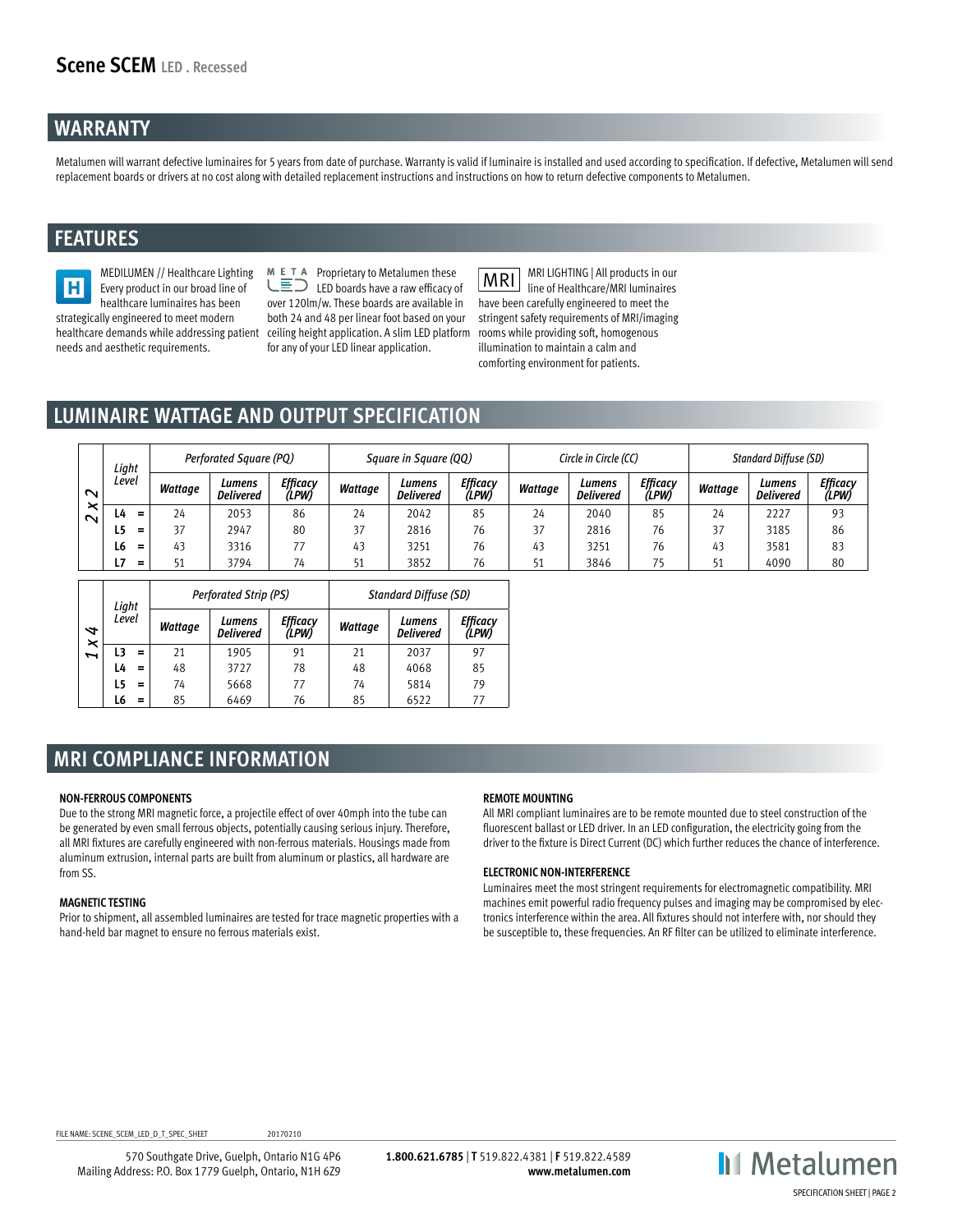## WARRANTY

Metalumen will warrant defective luminaires for 5 years from date of purchase. Warranty is valid if luminaire is installed and used according to specification. If defective, Metalumen will send replacement boards or drivers at no cost along with detailed replacement instructions and instructions on how to return defective components to Metalumen.

## FEATURES

MEDILUMEN // Healthcare Lighting Every product in our broad line of healthcare luminaires has been strategically engineered to meet modern healthcare demands while addressing patient needs and aesthetic requirements.

META LED Proprietary to Metalumen these LED boards have a raw efficacy of over 120lm/w. These boards are available in both 24 and 48 per linear foot based on your ceiling height application. A slim LED platform for any of your LED linear application.

MRI LIGHTING | All products in our line of Healthcare/MRI luminaires have been carefully engineered to meet the stringent safety requirements of MRI/imaging rooms while providing soft, homogenous illumination to maintain a calm and comforting environment for patients.

## LUMINAIRE WATTAGE AND OUTPUT SPECIFICATION

| 2 x 2 | Light Level | Perforated Square (PQ) | | | Square in Square (QQ) | | | Circle in Circle (CC) | | | Standard Diffuse (SD) | | |
|---|---|---|---|---|---|---|---|---|---|---|---|---|---|
| | | Wattage | Lumens Delivered | Efficacy (LPW) | Wattage | Lumens Delivered | Efficacy (LPW) | Wattage | Lumens Delivered | Efficacy (LPW) | Wattage | Lumens Delivered | Efficacy (LPW) |
| | L4 = | 24 | 2053 | 86 | 24 | 2042 | 85 | 24 | 2040 | 85 | 24 | 2227 | 93 |
| | L5 = | 37 | 2947 | 80 | 37 | 2816 | 76 | 37 | 2816 | 76 | 37 | 3185 | 86 |
| | L6 = | 43 | 3316 | 77 | 43 | 3251 | 76 | 43 | 3251 | 76 | 43 | 3581 | 83 |
| | L7 = | 51 | 3794 | 74 | 51 | 3852 | 76 | 51 | 3846 | 75 | 51 | 4090 | 80 |

| 1 x 4 | Light Level | Perforated Strip (PS) | | | Standard Diffuse (SD) | | |
|---|---|---|---|---|---|---|---|
| | | Wattage | Lumens Delivered | Efficacy (LPW) | Wattage | Lumens Delivered | Efficacy (LPW) |
| | L3 = | 21 | 1905 | 91 | 21 | 2037 | 97 |
| | L4 = | 48 | 3727 | 78 | 48 | 4068 | 85 |
| | L5 = | 74 | 5668 | 77 | 74 | 5814 | 79 |
| | L6 = | 85 | 6469 | 76 | 85 | 6522 | 77 |

## MRI COMPLIANCE INFORMATION

### NON-FERROUS COMPONENTS

Due to the strong MRI magnetic force, a projectile effect of over 40mph into the tube can be generated by even small ferrous objects, potentially causing serious injury. Therefore, all MRI fixtures are carefully engineered with non-ferrous materials. Housings made from aluminum extrusion, internal parts are built from aluminum or plastics, all hardware are from SS.

### MAGNETIC TESTING

Prior to shipment, all assembled luminaires are tested for trace magnetic properties with a hand-held bar magnet to ensure no ferrous materials exist.

### REMOTE MOUNTING

All MRI compliant luminaires are to be remote mounted due to steel construction of the fluorescent ballast or LED driver. In an LED configuration, the electricity going from the driver to the fixture is Direct Current (DC) which further reduces the chance of interference.

### ELECTRONIC NON-INTERFERENCE

Luminaires meet the most stringent requirements for electromagnetic compatibility. MRI machines emit powerful radio frequency pulses and imaging may be compromised by electronics interference within the area. All fixtures should not interfere with, nor should they be susceptible to, these frequencies. An RF filter can be utilized to eliminate interference.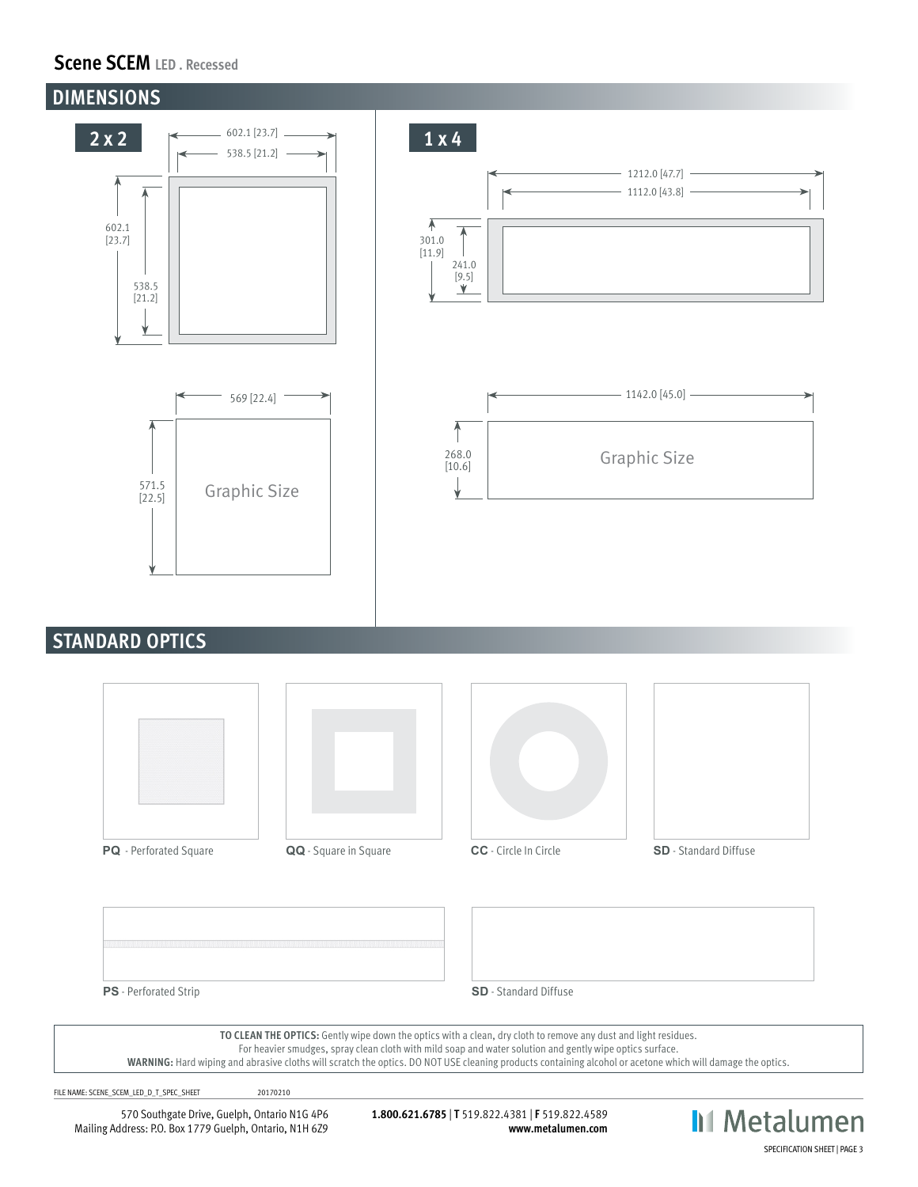## Scene SCEM LED . Recessed

## DIMENSIONS

### 2 x 2

602.1 [23.7]

538.5 [21.2]

602.1 [23.7]

538.5 [21.2]

569 [22.4]

571.5 [22.5]

Graphic Size

### 1 x 4

1212.0 [47.7]

1112.0 [43.8]

301.0 [11.9]

241.0 [9.5]

1142.0 [45.0]

268.0 [10.6]

Graphic Size

## STANDARD OPTICS

**PQ** - Perforated Square

**QQ** - Square in Square

**CC** - Circle In Circle

**SD** - Standard Diffuse

**PS** - Perforated Strip

**SD** - Standard Diffuse

**TO CLEAN THE OPTICS:** Gently wipe down the optics with a clean, dry cloth to remove any dust and light residues.
For heavier smudges, spray clean cloth with mild soap and water solution and gently wipe optics surface.
**WARNING:** Hard wiping and abrasive cloths will scratch the optics. DO NOT USE cleaning products containing alcohol or acetone which will damage the optics.

FILE NAME: SCENE_SCEM_LED_D_T_SPEC_SHEET 20170210

570 Southgate Drive, Guelph, Ontario N1G 4P6
Mailing Address: P.O. Box 1779 Guelph, Ontario, N1H 6Z9

**1.800.621.6785** | **T** 519.822.4381 | **F** 519.822.4589
**www.metalumen.com**

Metalumen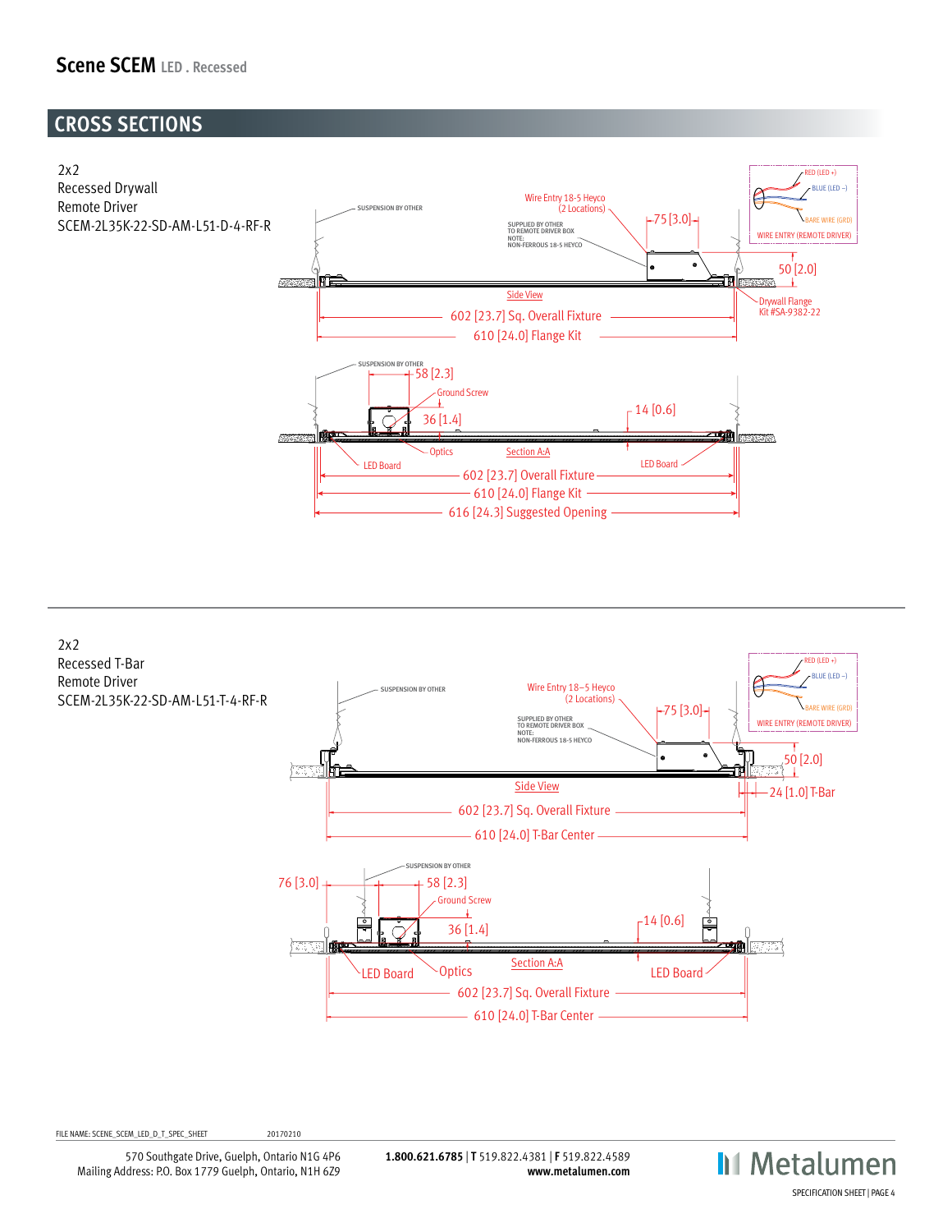Scene SCEM LED . Recessed

## CROSS SECTIONS

2x2
Recessed Drywall
Remote Driver
SCEM-2L35K-22-SD-AM-L51-D-4-RF-R

SUSPENSION BY OTHER

Wire Entry 18-5 Heyco (2 Locations)

SUPPLIED BY OTHER TO REMOTE DRIVER BOX
NOTE: NON-FERROUS 18-5 HEYCO

75 [3.0]

RED (LED +)
BLUE (LED –)
BARE WIRE (GRD)
WIRE ENTRY (REMOTE DRIVER)

50 [2.0]

Side View

Drywall Flange Kit #SA-9382-22

602 [23.7] Sq. Overall Fixture

610 [24.0] Flange Kit

SUSPENSION BY OTHER

58 [2.3]

Ground Screw

36 [1.4]

14 [0.6]

Optics

Section A:A

LED Board

LED Board

602 [23.7] Overall Fixture

610 [24.0] Flange Kit

616 [24.3] Suggested Opening

2x2
Recessed T-Bar
Remote Driver
SCEM-2L35K-22-SD-AM-L51-T-4-RF-R

SUSPENSION BY OTHER

Wire Entry 18–5 Heyco (2 Locations)

SUPPLIED BY OTHER TO REMOTE DRIVER BOX
NOTE: NON-FERROUS 18-5 HEYCO

75 [3.0]

RED (LED +)
BLUE (LED –)
BARE WIRE (GRD)
WIRE ENTRY (REMOTE DRIVER)

50 [2.0]

Side View

24 [1.0] T-Bar

602 [23.7] Sq. Overall Fixture

610 [24.0] T-Bar Center

SUSPENSION BY OTHER

76 [3.0]

58 [2.3]

Ground Screw

36 [1.4]

14 [0.6]

LED Board

Optics

Section A:A

LED Board

602 [23.7] Sq. Overall Fixture

610 [24.0] T-Bar Center

FILE NAME: SCENE_SCEM_LED_D_T_SPEC_SHEET 20170210

570 Southgate Drive, Guelph, Ontario N1G 4P6
Mailing Address: P.O. Box 1779 Guelph, Ontario, N1H 6Z9

**1.800.621.6785** | **T** 519.822.4381 | **F** 519.822.4589
**www.metalumen.com**

Metalumen

SPECIFICATION SHEET | PAGE 4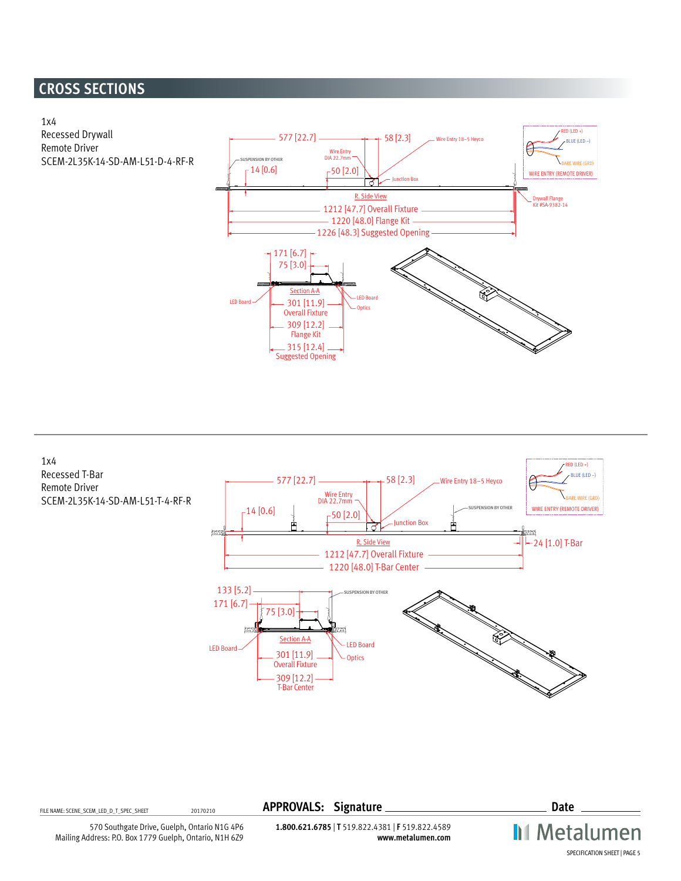# CROSS SECTIONS

1x4
Recessed Drywall
Remote Driver
SCEM-2L35K-14-SD-AM-L51-D-4-RF-R

577 [22.7]
58 [2.3]
Wire Entry 18–5 Heyco
SUSPENSION BY OTHER
Wire Entry DIA 22.7mm
14 [0.6]
50 [2.0]
Junction Box
R. Side View
1212 [47.7] Overall Fixture
1220 [48.0] Flange Kit
1226 [48.3] Suggested Opening
Drywall Flange Kit #SA-9382-14

RED (LED +)
BLUE (LED –)
BARE WIRE (GRD)
WIRE ENTRY (REMOTE DRIVER)

171 [6.7]
75 [3.0]
Section A-A
LED Board
LED Board
Optics
301 [11.9] Overall Fixture
309 [12.2] Flange Kit
315 [12.4] Suggested Opening

---

1x4
Recessed T-Bar
Remote Driver
SCEM-2L35K-14-SD-AM-L51-T-4-RF-R

577 [22.7]
58 [2.3]
Wire Entry 18–5 Heyco
Wire Entry DIA 22.7mm
14 [0.6]
50 [2.0]
Junction Box
SUSPENSION BY OTHER
R. Side View
24 [1.0] T-Bar
1212 [47.7] Overall Fixture
1220 [48.0] T-Bar Center

RED (LED +)
BLUE (LED –)
BARE WIRE (GRD)
WIRE ENTRY (REMOTE DRIVER)

133 [5.2]
171 [6.7]
75 [3.0]
SUSPENSION BY OTHER
Section A-A
LED Board
LED Board
Optics
301 [11.9] Overall Fixture
309 [12.2] T-Bar Center

FILE NAME: SCENE_SCEM_LED_D_T_SPEC_SHEET 20170210

**APPROVALS: Signature** ______________________ **Date** __________

570 Southgate Drive, Guelph, Ontario N1G 4P6
Mailing Address: P.O. Box 1779 Guelph, Ontario, N1H 6Z9

**1.800.621.6785** | **T** 519.822.4381 | **F** 519.822.4589
**www.metalumen.com**

Metalumen

SPECIFICATION SHEET | PAGE 5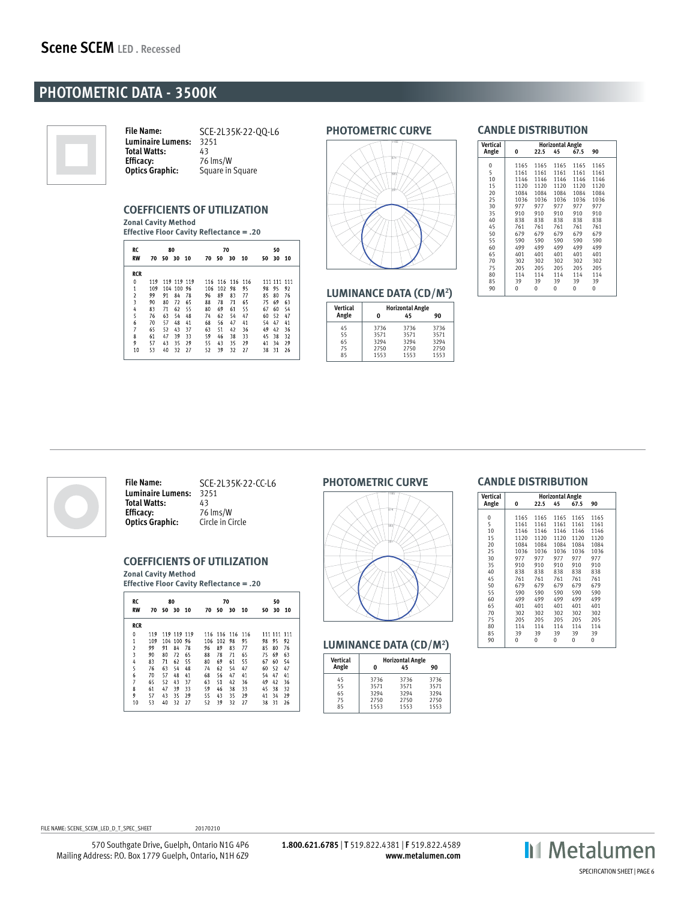## Scene SCEM LED . Recessed

# PHOTOMETRIC DATA - 3500K

**File Name:** SCE-2L35K-22-QQ-L6
**Luminaire Lumens:** 3251
**Total Watts:** 43
**Efficacy:** 76 lms/W
**Optics Graphic:** Square in Square

### COEFFICIENTS OF UTILIZATION

**Zonal Cavity Method**
**Effective Floor Cavity Reflectance = .20**

| RC | 80 | | | | 70 | | | | 50 | | |
|---|---|---|---|---|---|---|---|---|---|---|---|
| RW | 70 | 50 | 30 | 10 | 70 | 50 | 30 | 10 | 50 | 30 | 10 |
| RCR | | | | | | | | | | | |
| 0 | 119 | 119 | 119 | 119 | 116 | 116 | 116 | 116 | 111 | 111 | 111 |
| 1 | 109 | 104 | 100 | 96 | 106 | 102 | 98 | 95 | 98 | 95 | 92 |
| 2 | 99 | 91 | 84 | 78 | 96 | 89 | 83 | 77 | 85 | 80 | 76 |
| 3 | 90 | 80 | 72 | 65 | 88 | 78 | 71 | 65 | 75 | 69 | 63 |
| 4 | 83 | 71 | 62 | 55 | 80 | 69 | 61 | 55 | 67 | 60 | 54 |
| 5 | 76 | 63 | 54 | 48 | 74 | 62 | 54 | 47 | 60 | 52 | 47 |
| 6 | 70 | 57 | 48 | 41 | 68 | 56 | 47 | 41 | 54 | 47 | 41 |
| 7 | 65 | 52 | 43 | 37 | 63 | 51 | 42 | 36 | 49 | 42 | 36 |
| 8 | 61 | 47 | 39 | 33 | 59 | 46 | 38 | 33 | 45 | 38 | 32 |
| 9 | 57 | 43 | 35 | 29 | 55 | 43 | 35 | 29 | 41 | 34 | 29 |
| 10 | 53 | 40 | 32 | 27 | 52 | 39 | 32 | 27 | 38 | 31 | 26 |

### PHOTOMETRIC CURVE

### LUMINANCE DATA (CD/M²)

| Vertical Angle | Horizontal Angle 0 | 45 | 90 |
|---|---|---|---|
| 45 | 3736 | 3736 | 3736 |
| 55 | 3571 | 3571 | 3571 |
| 65 | 3294 | 3294 | 3294 |
| 75 | 2750 | 2750 | 2750 |
| 85 | 1553 | 1553 | 1553 |

### CANDLE DISTRIBUTION

| Vertical Angle | Horizontal Angle 0 | 22.5 | 45 | 67.5 | 90 |
|---|---|---|---|---|---|
| 0 | 1165 | 1165 | 1165 | 1165 | 1165 |
| 5 | 1161 | 1161 | 1161 | 1161 | 1161 |
| 10 | 1146 | 1146 | 1146 | 1146 | 1146 |
| 15 | 1120 | 1120 | 1120 | 1120 | 1120 |
| 20 | 1084 | 1084 | 1084 | 1084 | 1084 |
| 25 | 1036 | 1036 | 1036 | 1036 | 1036 |
| 30 | 977 | 977 | 977 | 977 | 977 |
| 35 | 910 | 910 | 910 | 910 | 910 |
| 40 | 838 | 838 | 838 | 838 | 838 |
| 45 | 761 | 761 | 761 | 761 | 761 |
| 50 | 679 | 679 | 679 | 679 | 679 |
| 55 | 590 | 590 | 590 | 590 | 590 |
| 60 | 499 | 499 | 499 | 499 | 499 |
| 65 | 401 | 401 | 401 | 401 | 401 |
| 70 | 302 | 302 | 302 | 302 | 302 |
| 75 | 205 | 205 | 205 | 205 | 205 |
| 80 | 114 | 114 | 114 | 114 | 114 |
| 85 | 39 | 39 | 39 | 39 | 39 |
| 90 | 0 | 0 | 0 | 0 | 0 |

---

**File Name:** SCE-2L35K-22-CC-L6
**Luminaire Lumens:** 3251
**Total Watts:** 43
**Efficacy:** 76 lms/W
**Optics Graphic:** Circle in Circle

### COEFFICIENTS OF UTILIZATION

**Zonal Cavity Method**
**Effective Floor Cavity Reflectance = .20**

| RC | 80 | | | | 70 | | | | 50 | | |
|---|---|---|---|---|---|---|---|---|---|---|---|
| RW | 70 | 50 | 30 | 10 | 70 | 50 | 30 | 10 | 50 | 30 | 10 |
| RCR | | | | | | | | | | | |
| 0 | 119 | 119 | 119 | 119 | 116 | 116 | 116 | 116 | 111 | 111 | 111 |
| 1 | 109 | 104 | 100 | 96 | 106 | 102 | 98 | 95 | 98 | 95 | 92 |
| 2 | 99 | 91 | 84 | 78 | 96 | 89 | 83 | 77 | 85 | 80 | 76 |
| 3 | 90 | 80 | 72 | 65 | 88 | 78 | 71 | 65 | 75 | 69 | 63 |
| 4 | 83 | 71 | 62 | 55 | 80 | 69 | 61 | 55 | 67 | 60 | 54 |
| 5 | 76 | 63 | 54 | 48 | 74 | 62 | 54 | 47 | 60 | 52 | 47 |
| 6 | 70 | 57 | 48 | 41 | 68 | 56 | 47 | 41 | 54 | 47 | 41 |
| 7 | 65 | 52 | 43 | 37 | 63 | 51 | 42 | 36 | 49 | 42 | 36 |
| 8 | 61 | 47 | 39 | 33 | 59 | 46 | 38 | 33 | 45 | 38 | 32 |
| 9 | 57 | 43 | 35 | 29 | 55 | 43 | 35 | 29 | 41 | 34 | 29 |
| 10 | 53 | 40 | 32 | 27 | 52 | 39 | 32 | 27 | 38 | 31 | 26 |

### PHOTOMETRIC CURVE

### LUMINANCE DATA (CD/M²)

| Vertical Angle | Horizontal Angle 0 | 45 | 90 |
|---|---|---|---|
| 45 | 3736 | 3736 | 3736 |
| 55 | 3571 | 3571 | 3571 |
| 65 | 3294 | 3294 | 3294 |
| 75 | 2750 | 2750 | 2750 |
| 85 | 1553 | 1553 | 1553 |

### CANDLE DISTRIBUTION

| Vertical Angle | Horizontal Angle 0 | 22.5 | 45 | 67.5 | 90 |
|---|---|---|---|---|---|
| 0 | 1165 | 1165 | 1165 | 1165 | 1165 |
| 5 | 1161 | 1161 | 1161 | 1161 | 1161 |
| 10 | 1146 | 1146 | 1146 | 1146 | 1146 |
| 15 | 1120 | 1120 | 1120 | 1120 | 1120 |
| 20 | 1084 | 1084 | 1084 | 1084 | 1084 |
| 25 | 1036 | 1036 | 1036 | 1036 | 1036 |
| 30 | 977 | 977 | 977 | 977 | 977 |
| 35 | 910 | 910 | 910 | 910 | 910 |
| 40 | 838 | 838 | 838 | 838 | 838 |
| 45 | 761 | 761 | 761 | 761 | 761 |
| 50 | 679 | 679 | 679 | 679 | 679 |
| 55 | 590 | 590 | 590 | 590 | 590 |
| 60 | 499 | 499 | 499 | 499 | 499 |
| 65 | 401 | 401 | 401 | 401 | 401 |
| 70 | 302 | 302 | 302 | 302 | 302 |
| 75 | 205 | 205 | 205 | 205 | 205 |
| 80 | 114 | 114 | 114 | 114 | 114 |
| 85 | 39 | 39 | 39 | 39 | 39 |
| 90 | 0 | 0 | 0 | 0 | 0 |

FILE NAME: SCENE_SCEM_LED_D_T_SPEC_SHEET 20170210

570 Southgate Drive, Guelph, Ontario N1G 4P6
Mailing Address: P.O. Box 1779 Guelph, Ontario, N1H 6Z9

**1.800.621.6785** | **T** 519.822.4381 | **F** 519.822.4589
**www.metalumen.com**

Metalumen

SPECIFICATION SHEET | PAGE 6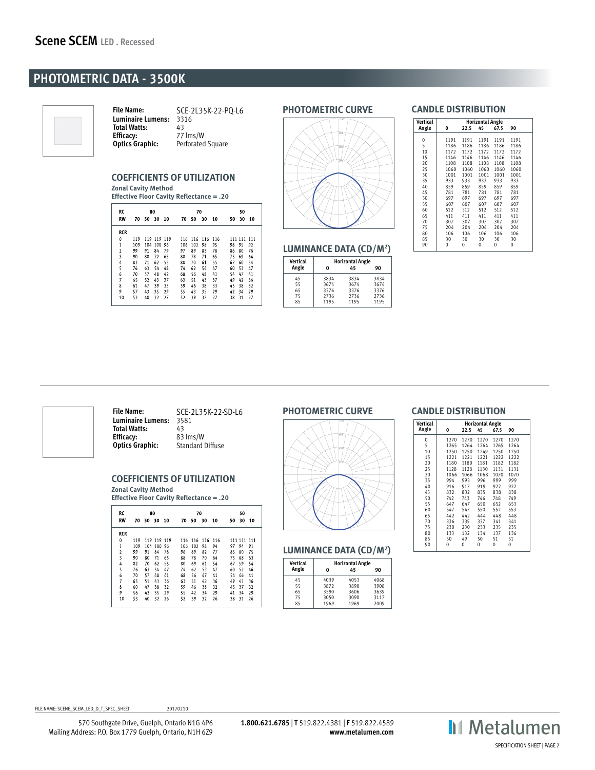**Scene SCEM** LED . Recessed

## PHOTOMETRIC DATA - 3500K

**File Name:** SCE-2L35K-22-PQ-L6
**Luminaire Lumens:** 3316
**Total Watts:** 43
**Efficacy:** 77 lms/W
**Optics Graphic:** Perforated Square

### COEFFICIENTS OF UTILIZATION

**Zonal Cavity Method**
**Effective Floor Cavity Reflectance = .20**

| RC | 80 | | | | 70 | | | | 50 | | |
|---|---|---|---|---|---|---|---|---|---|---|---|
| RW | 70 | 50 | 30 | 10 | 70 | 50 | 30 | 10 | 50 | 30 | 10 |
| RCR | | | | | | | | | | | |
| 0 | 119 | 119 | 119 | 119 | 116 | 116 | 116 | 116 | 111 | 111 | 111 |
| 1 | 109 | 104 | 100 | 96 | 106 | 102 | 98 | 95 | 98 | 95 | 92 |
| 2 | 99 | 91 | 84 | 79 | 97 | 89 | 83 | 78 | 86 | 80 | 76 |
| 3 | 90 | 80 | 72 | 65 | 88 | 78 | 71 | 65 | 75 | 69 | 64 |
| 4 | 83 | 71 | 62 | 55 | 80 | 70 | 61 | 55 | 67 | 60 | 54 |
| 5 | 76 | 63 | 54 | 48 | 74 | 62 | 54 | 47 | 60 | 53 | 47 |
| 6 | 70 | 57 | 48 | 42 | 68 | 56 | 48 | 41 | 54 | 47 | 41 |
| 7 | 65 | 52 | 43 | 37 | 63 | 51 | 43 | 37 | 49 | 42 | 36 |
| 8 | 61 | 47 | 39 | 33 | 59 | 46 | 38 | 33 | 45 | 38 | 32 |
| 9 | 57 | 43 | 35 | 29 | 55 | 43 | 35 | 29 | 42 | 34 | 29 |
| 10 | 53 | 40 | 32 | 27 | 52 | 39 | 32 | 27 | 38 | 31 | 27 |

### PHOTOMETRIC CURVE

### LUMINANCE DATA (CD/M²)

| Vertical Angle | Horizontal Angle 0 | 45 | 90 |
|---|---|---|---|
| 45 | 3834 | 3834 | 3834 |
| 55 | 3674 | 3674 | 3674 |
| 65 | 3376 | 3376 | 3376 |
| 75 | 2736 | 2736 | 2736 |
| 85 | 1195 | 1195 | 1195 |

### CANDLE DISTRIBUTION

| Vertical Angle | Horizontal Angle 0 | 22.5 | 45 | 67.5 | 90 |
|---|---|---|---|---|---|
| 0 | 1191 | 1191 | 1191 | 1191 | 1191 |
| 5 | 1186 | 1186 | 1186 | 1186 | 1186 |
| 10 | 1172 | 1172 | 1172 | 1172 | 1172 |
| 15 | 1146 | 1146 | 1146 | 1146 | 1146 |
| 20 | 1108 | 1108 | 1108 | 1108 | 1108 |
| 25 | 1060 | 1060 | 1060 | 1060 | 1060 |
| 30 | 1001 | 1001 | 1001 | 1001 | 1001 |
| 35 | 933 | 933 | 933 | 933 | 933 |
| 40 | 859 | 859 | 859 | 859 | 859 |
| 45 | 781 | 781 | 781 | 781 | 781 |
| 50 | 697 | 697 | 697 | 697 | 697 |
| 55 | 607 | 607 | 607 | 607 | 607 |
| 60 | 512 | 512 | 512 | 512 | 512 |
| 65 | 411 | 411 | 411 | 411 | 411 |
| 70 | 307 | 307 | 307 | 307 | 307 |
| 75 | 204 | 204 | 204 | 204 | 204 |
| 80 | 106 | 106 | 106 | 106 | 106 |
| 85 | 30 | 30 | 30 | 30 | 30 |
| 90 | 0 | 0 | 0 | 0 | 0 |

---

**File Name:** SCE-2L35K-22-SD-L6
**Luminaire Lumens:** 3581
**Total Watts:** 43
**Efficacy:** 83 lms/W
**Optics Graphic:** Standard Diffuse

### COEFFICIENTS OF UTILIZATION

**Zonal Cavity Method**
**Effective Floor Cavity Reflectance = .20**

| RC | 80 | | | | 70 | | | | 50 | | |
|---|---|---|---|---|---|---|---|---|---|---|---|
| RW | 70 | 50 | 30 | 10 | 70 | 50 | 30 | 10 | 50 | 30 | 10 |
| RCR | | | | | | | | | | | |
| 0 | 119 | 119 | 119 | 119 | 116 | 116 | 116 | 116 | 111 | 111 | 111 |
| 1 | 109 | 104 | 100 | 96 | 106 | 102 | 98 | 94 | 97 | 94 | 91 |
| 2 | 99 | 91 | 84 | 78 | 96 | 89 | 82 | 77 | 85 | 80 | 75 |
| 3 | 90 | 80 | 71 | 65 | 88 | 78 | 70 | 64 | 75 | 68 | 63 |
| 4 | 82 | 70 | 62 | 55 | 80 | 69 | 61 | 54 | 67 | 59 | 54 |
| 5 | 76 | 63 | 54 | 47 | 74 | 62 | 53 | 47 | 60 | 52 | 46 |
| 6 | 70 | 57 | 48 | 41 | 68 | 56 | 47 | 41 | 54 | 46 | 41 |
| 7 | 65 | 51 | 43 | 36 | 63 | 51 | 42 | 36 | 49 | 41 | 36 |
| 8 | 60 | 47 | 38 | 32 | 59 | 46 | 38 | 32 | 45 | 37 | 32 |
| 9 | 56 | 43 | 35 | 29 | 55 | 42 | 34 | 29 | 41 | 34 | 29 |
| 10 | 53 | 40 | 32 | 26 | 52 | 39 | 32 | 26 | 38 | 31 | 26 |

### PHOTOMETRIC CURVE

### LUMINANCE DATA (CD/M²)

| Vertical Angle | Horizontal Angle 0 | 45 | 90 |
|---|---|---|---|
| 45 | 4039 | 4053 | 4068 |
| 55 | 3872 | 3890 | 3908 |
| 65 | 3590 | 3606 | 3639 |
| 75 | 3050 | 3090 | 3117 |
| 85 | 1969 | 1969 | 2009 |

### CANDLE DISTRIBUTION

| Vertical Angle | Horizontal Angle 0 | 22.5 | 45 | 67.5 | 90 |
|---|---|---|---|---|---|
| 0 | 1270 | 1270 | 1270 | 1270 | 1270 |
| 5 | 1265 | 1264 | 1264 | 1265 | 1264 |
| 10 | 1250 | 1250 | 1249 | 1250 | 1250 |
| 15 | 1221 | 1221 | 1221 | 1222 | 1222 |
| 20 | 1180 | 1180 | 1181 | 1182 | 1182 |
| 25 | 1128 | 1128 | 1130 | 1131 | 1131 |
| 30 | 1066 | 1066 | 1068 | 1070 | 1070 |
| 35 | 994 | 993 | 996 | 999 | 999 |
| 40 | 916 | 917 | 919 | 922 | 922 |
| 45 | 832 | 832 | 835 | 838 | 838 |
| 50 | 742 | 743 | 746 | 748 | 749 |
| 55 | 647 | 647 | 650 | 652 | 653 |
| 60 | 547 | 547 | 550 | 552 | 553 |
| 65 | 442 | 442 | 444 | 448 | 448 |
| 70 | 336 | 335 | 337 | 341 | 341 |
| 75 | 230 | 230 | 233 | 235 | 235 |
| 80 | 133 | 132 | 134 | 137 | 136 |
| 85 | 50 | 49 | 50 | 51 | 51 |
| 90 | 0 | 0 | 0 | 0 | 0 |

FILE NAME: SCENE_SCEM_LED_D_T_SPEC_SHEET 20170210

570 Southgate Drive, Guelph, Ontario N1G 4P6
Mailing Address: P.O. Box 1779 Guelph, Ontario, N1H 6Z9

**1.800.621.6785** | **T** 519.822.4381 | **F** 519.822.4589
**www.metalumen.com**

Metalumen

SPECIFICATION SHEET | PAGE 7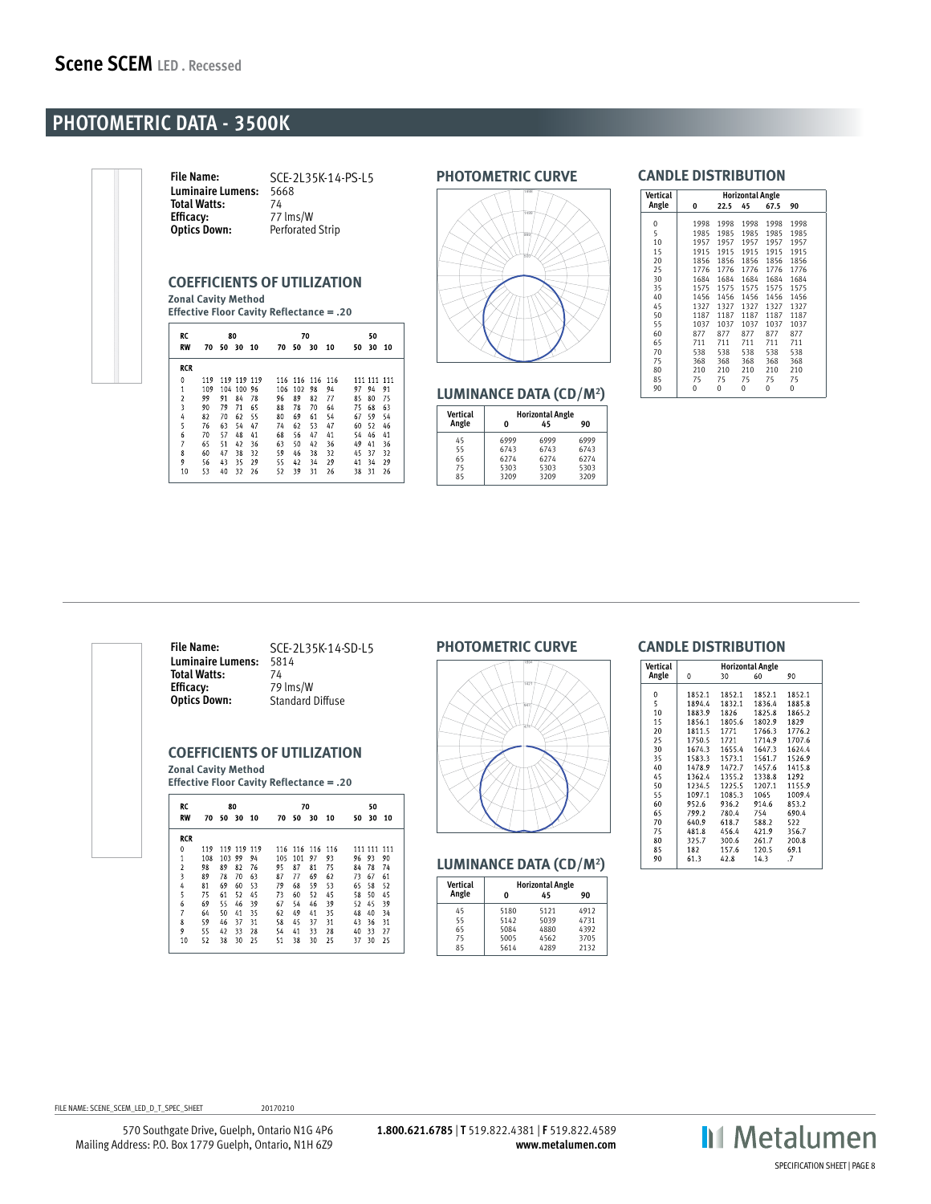# Scene SCEM LED . Recessed

## PHOTOMETRIC DATA - 3500K

**File Name:** SCE-2L35K-14-PS-L5
**Luminaire Lumens:** 5668
**Total Watts:** 74
**Efficacy:** 77 lms/W
**Optics Down:** Perforated Strip

### COEFFICIENTS OF UTILIZATION

**Zonal Cavity Method**
**Effective Floor Cavity Reflectance = .20**

| RC | 80 | | | | 70 | | | | 50 | | |
|---|---|---|---|---|---|---|---|---|---|---|---|
| RW | 70 | 50 | 30 | 10 | 70 | 50 | 30 | 10 | 50 | 30 | 10 |
| RCR | | | | | | | | | | | |
| 0 | 119 | 119 | 119 | 119 | 116 | 116 | 116 | 116 | 111 | 111 | 111 |
| 1 | 109 | 104 | 100 | 96 | 106 | 102 | 98 | 94 | 97 | 94 | 91 |
| 2 | 99 | 91 | 84 | 78 | 96 | 89 | 82 | 77 | 85 | 80 | 75 |
| 3 | 90 | 79 | 71 | 65 | 88 | 78 | 70 | 64 | 75 | 68 | 63 |
| 4 | 82 | 70 | 62 | 55 | 80 | 69 | 61 | 54 | 67 | 59 | 54 |
| 5 | 76 | 63 | 54 | 47 | 74 | 62 | 53 | 47 | 60 | 52 | 46 |
| 6 | 70 | 57 | 48 | 41 | 68 | 56 | 47 | 41 | 54 | 46 | 41 |
| 7 | 65 | 51 | 42 | 36 | 63 | 50 | 42 | 36 | 49 | 41 | 36 |
| 8 | 60 | 47 | 38 | 32 | 59 | 46 | 38 | 32 | 45 | 37 | 32 |
| 9 | 56 | 43 | 35 | 29 | 55 | 42 | 34 | 29 | 41 | 34 | 29 |
| 10 | 53 | 40 | 32 | 26 | 52 | 39 | 31 | 26 | 38 | 31 | 26 |

### PHOTOMETRIC CURVE

### LUMINANCE DATA (CD/M²)

| Vertical Angle | Horizontal Angle 0 | 45 | 90 |
|---|---|---|---|
| 45 | 6999 | 6999 | 6999 |
| 55 | 6743 | 6743 | 6743 |
| 65 | 6274 | 6274 | 6274 |
| 75 | 5303 | 5303 | 5303 |
| 85 | 3209 | 3209 | 3209 |

### CANDLE DISTRIBUTION

| Vertical Angle | Horizontal Angle 0 | 22.5 | 45 | 67.5 | 90 |
|---|---|---|---|---|---|
| 0 | 1998 | 1998 | 1998 | 1998 | 1998 |
| 5 | 1985 | 1985 | 1985 | 1985 | 1985 |
| 10 | 1957 | 1957 | 1957 | 1957 | 1957 |
| 15 | 1915 | 1915 | 1915 | 1915 | 1915 |
| 20 | 1856 | 1856 | 1856 | 1856 | 1856 |
| 25 | 1776 | 1776 | 1776 | 1776 | 1776 |
| 30 | 1684 | 1684 | 1684 | 1684 | 1684 |
| 35 | 1575 | 1575 | 1575 | 1575 | 1575 |
| 40 | 1456 | 1456 | 1456 | 1456 | 1456 |
| 45 | 1327 | 1327 | 1327 | 1327 | 1327 |
| 50 | 1187 | 1187 | 1187 | 1187 | 1187 |
| 55 | 1037 | 1037 | 1037 | 1037 | 1037 |
| 60 | 877 | 877 | 877 | 877 | 877 |
| 65 | 711 | 711 | 711 | 711 | 711 |
| 70 | 538 | 538 | 538 | 538 | 538 |
| 75 | 368 | 368 | 368 | 368 | 368 |
| 80 | 210 | 210 | 210 | 210 | 210 |
| 85 | 75 | 75 | 75 | 75 | 75 |
| 90 | 0 | 0 | 0 | 0 | 0 |

---

**File Name:** SCE-2L35K-14-SD-L5
**Luminaire Lumens:** 5814
**Total Watts:** 74
**Efficacy:** 79 lms/W
**Optics Down:** Standard Diffuse

### COEFFICIENTS OF UTILIZATION

**Zonal Cavity Method**
**Effective Floor Cavity Reflectance = .20**

| RC | 80 | | | | 70 | | | | 50 | | |
|---|---|---|---|---|---|---|---|---|---|---|---|
| RW | 70 | 50 | 30 | 10 | 70 | 50 | 30 | 10 | 50 | 30 | 10 |
| RCR | | | | | | | | | | | |
| 0 | 119 | 119 | 119 | 119 | 116 | 116 | 116 | 116 | 111 | 111 | 111 |
| 1 | 108 | 103 | 99 | 94 | 105 | 101 | 97 | 93 | 96 | 93 | 90 |
| 2 | 98 | 89 | 82 | 76 | 95 | 87 | 81 | 75 | 84 | 78 | 74 |
| 3 | 89 | 78 | 70 | 63 | 87 | 77 | 69 | 62 | 73 | 67 | 61 |
| 4 | 81 | 69 | 60 | 53 | 79 | 68 | 59 | 53 | 65 | 58 | 52 |
| 5 | 75 | 61 | 52 | 45 | 73 | 60 | 52 | 45 | 58 | 50 | 45 |
| 6 | 69 | 55 | 46 | 39 | 67 | 54 | 46 | 39 | 52 | 45 | 39 |
| 7 | 64 | 50 | 41 | 35 | 62 | 49 | 41 | 35 | 48 | 40 | 34 |
| 8 | 59 | 46 | 37 | 31 | 58 | 45 | 37 | 31 | 43 | 36 | 31 |
| 9 | 55 | 42 | 33 | 28 | 54 | 41 | 33 | 28 | 40 | 33 | 27 |
| 10 | 52 | 38 | 30 | 25 | 51 | 38 | 30 | 25 | 37 | 30 | 25 |

### PHOTOMETRIC CURVE

### LUMINANCE DATA (CD/M²)

| Vertical Angle | Horizontal Angle 0 | 45 | 90 |
|---|---|---|---|
| 45 | 5180 | 5121 | 4912 |
| 55 | 5142 | 5039 | 4731 |
| 65 | 5084 | 4880 | 4392 |
| 75 | 5005 | 4562 | 3705 |
| 85 | 5614 | 4289 | 2132 |

### CANDLE DISTRIBUTION

| Vertical Angle | Horizontal Angle 0 | 30 | 60 | 90 |
|---|---|---|---|---|
| 0 | 1852.1 | 1852.1 | 1852.1 | 1852.1 |
| 5 | 1894.4 | 1832.1 | 1836.4 | 1885.8 |
| 10 | 1883.9 | 1826 | 1825.8 | 1865.2 |
| 15 | 1856.1 | 1805.6 | 1802.9 | 1829 |
| 20 | 1811.5 | 1771 | 1766.3 | 1776.2 |
| 25 | 1750.5 | 1721 | 1714.9 | 1707.6 |
| 30 | 1674.3 | 1655.4 | 1647.3 | 1624.4 |
| 35 | 1583.3 | 1573.1 | 1561.7 | 1526.9 |
| 40 | 1478.9 | 1472.7 | 1457.6 | 1415.8 |
| 45 | 1362.4 | 1355.2 | 1338.8 | 1292 |
| 50 | 1234.5 | 1225.5 | 1207.1 | 1155.9 |
| 55 | 1097.1 | 1085.3 | 1065 | 1009.4 |
| 60 | 952.6 | 936.2 | 914.6 | 853.2 |
| 65 | 799.2 | 780.4 | 754 | 690.4 |
| 70 | 640.9 | 618.7 | 588.2 | 522 |
| 75 | 481.8 | 456.4 | 421.9 | 356.7 |
| 80 | 325.7 | 300.6 | 261.7 | 200.8 |
| 85 | 182 | 157.6 | 120.5 | 69.1 |
| 90 | 61.3 | 42.8 | 14.3 | .7 |

FILE NAME: SCENE_SCEM_LED_D_T_SPEC_SHEET 20170210

570 Southgate Drive, Guelph, Ontario N1G 4P6
Mailing Address: P.O. Box 1779 Guelph, Ontario, N1H 6Z9

**1.800.621.6785** | **T** 519.822.4381 | **F** 519.822.4589
**www.metalumen.com**

Metalumen
SPECIFICATION SHEET | PAGE 8